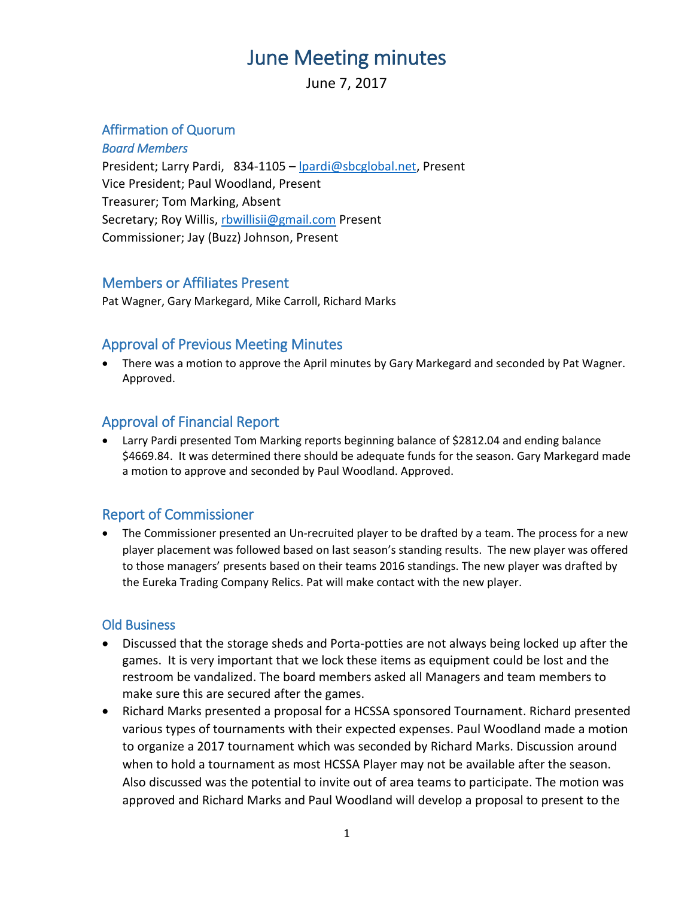# June Meeting minutes

June 7, 2017

## Affirmation of Quorum

### *Board Members*

President; Larry Pardi, 834-1105 – lpardi@sbcglobal.net, Present
Vice President; Paul Woodland, Present
Treasurer; Tom Marking, Absent
Secretary; Roy Willis, rbwillisii@gmail.com Present
Commissioner; Jay (Buzz) Johnson, Present

## Members or Affiliates Present

Pat Wagner, Gary Markegard, Mike Carroll, Richard Marks

## Approval of Previous Meeting Minutes

- There was a motion to approve the April minutes by Gary Markegard and seconded by Pat Wagner. Approved.

## Approval of Financial Report

- Larry Pardi presented Tom Marking reports beginning balance of $2812.04 and ending balance $4669.84. It was determined there should be adequate funds for the season. Gary Markegard made a motion to approve and seconded by Paul Woodland. Approved.

## Report of Commissioner

- The Commissioner presented an Un-recruited player to be drafted by a team. The process for a new player placement was followed based on last season's standing results. The new player was offered to those managers' presents based on their teams 2016 standings. The new player was drafted by the Eureka Trading Company Relics. Pat will make contact with the new player.

## Old Business

- Discussed that the storage sheds and Porta-potties are not always being locked up after the games. It is very important that we lock these items as equipment could be lost and the restroom be vandalized. The board members asked all Managers and team members to make sure this are secured after the games.
- Richard Marks presented a proposal for a HCSSA sponsored Tournament. Richard presented various types of tournaments with their expected expenses. Paul Woodland made a motion to organize a 2017 tournament which was seconded by Richard Marks. Discussion around when to hold a tournament as most HCSSA Player may not be available after the season. Also discussed was the potential to invite out of area teams to participate. The motion was approved and Richard Marks and Paul Woodland will develop a proposal to present to the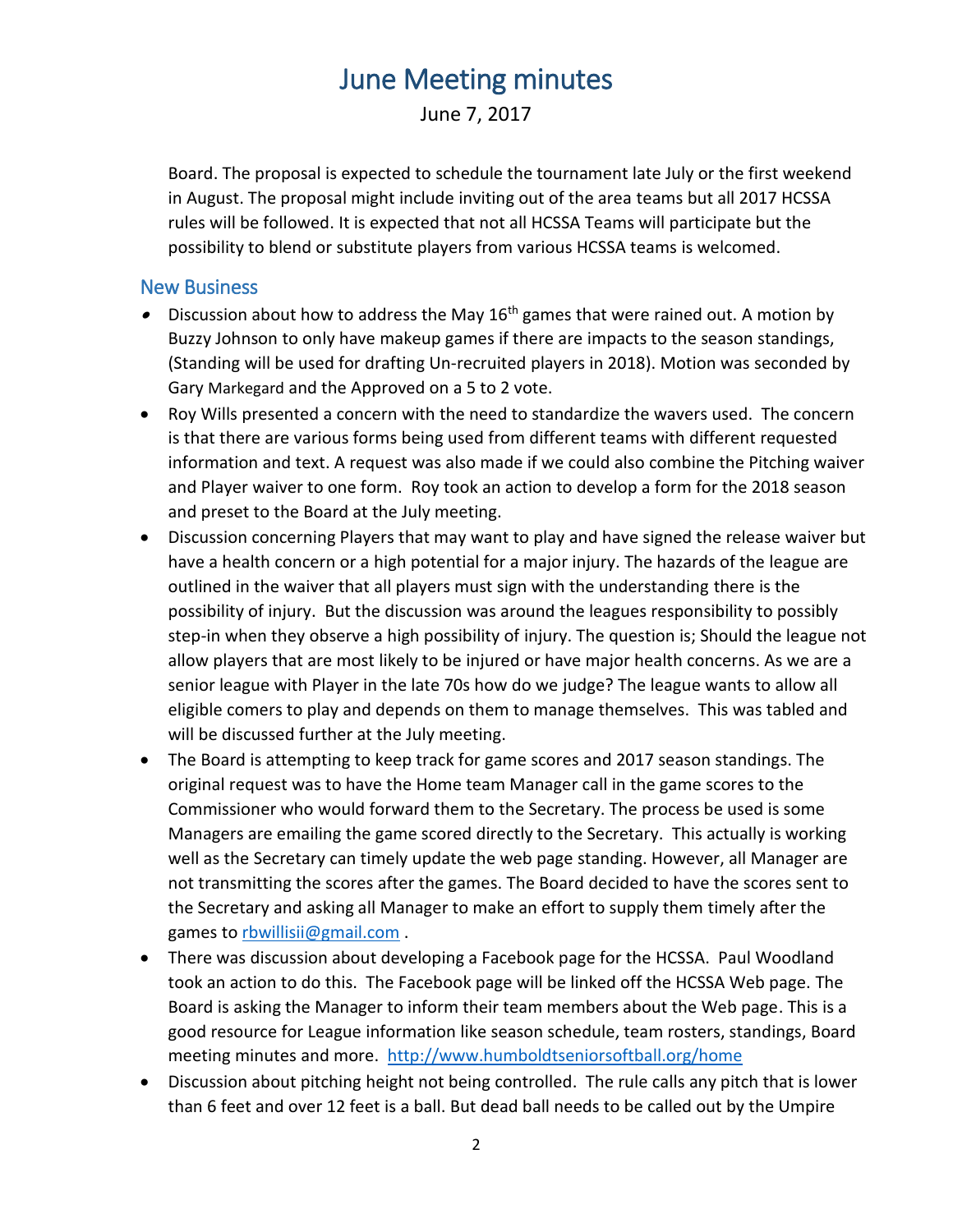# June Meeting minutes

June 7, 2017

Board. The proposal is expected to schedule the tournament late July or the first weekend in August. The proposal might include inviting out of the area teams but all 2017 HCSSA rules will be followed. It is expected that not all HCSSA Teams will participate but the possibility to blend or substitute players from various HCSSA teams is welcomed.

## New Business

- Discussion about how to address the May 16th games that were rained out. A motion by Buzzy Johnson to only have makeup games if there are impacts to the season standings, (Standing will be used for drafting Un-recruited players in 2018). Motion was seconded by Gary Markegard and the Approved on a 5 to 2 vote.
- Roy Wills presented a concern with the need to standardize the wavers used. The concern is that there are various forms being used from different teams with different requested information and text. A request was also made if we could also combine the Pitching waiver and Player waiver to one form. Roy took an action to develop a form for the 2018 season and preset to the Board at the July meeting.
- Discussion concerning Players that may want to play and have signed the release waiver but have a health concern or a high potential for a major injury. The hazards of the league are outlined in the waiver that all players must sign with the understanding there is the possibility of injury. But the discussion was around the leagues responsibility to possibly step-in when they observe a high possibility of injury. The question is; Should the league not allow players that are most likely to be injured or have major health concerns. As we are a senior league with Player in the late 70s how do we judge? The league wants to allow all eligible comers to play and depends on them to manage themselves. This was tabled and will be discussed further at the July meeting.
- The Board is attempting to keep track for game scores and 2017 season standings. The original request was to have the Home team Manager call in the game scores to the Commissioner who would forward them to the Secretary. The process be used is some Managers are emailing the game scored directly to the Secretary. This actually is working well as the Secretary can timely update the web page standing. However, all Manager are not transmitting the scores after the games. The Board decided to have the scores sent to the Secretary and asking all Manager to make an effort to supply them timely after the games to [rbwillisii@gmail.com](mailto:rbwillisii@gmail.com) .
- There was discussion about developing a Facebook page for the HCSSA. Paul Woodland took an action to do this. The Facebook page will be linked off the HCSSA Web page. The Board is asking the Manager to inform their team members about the Web page. This is a good resource for League information like season schedule, team rosters, standings, Board meeting minutes and more. [http://www.humboldtseniorsoftball.org/home](http://www.humboldtseniorsoftball.org/home)
- Discussion about pitching height not being controlled. The rule calls any pitch that is lower than 6 feet and over 12 feet is a ball. But dead ball needs to be called out by the Umpire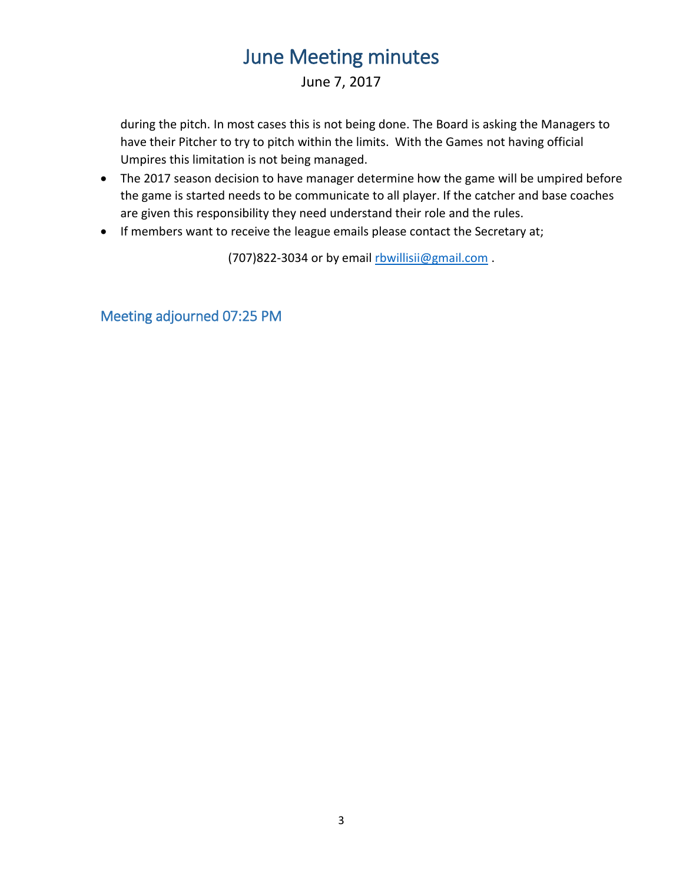# June Meeting minutes

June 7, 2017

during the pitch. In most cases this is not being done. The Board is asking the Managers to have their Pitcher to try to pitch within the limits. With the Games not having official Umpires this limitation is not being managed.

- The 2017 season decision to have manager determine how the game will be umpired before the game is started needs to be communicate to all player. If the catcher and base coaches are given this responsibility they need understand their role and the rules.
- If members want to receive the league emails please contact the Secretary at;

(707)822-3034 or by email rbwillisii@gmail.com .

## Meeting adjourned 07:25 PM